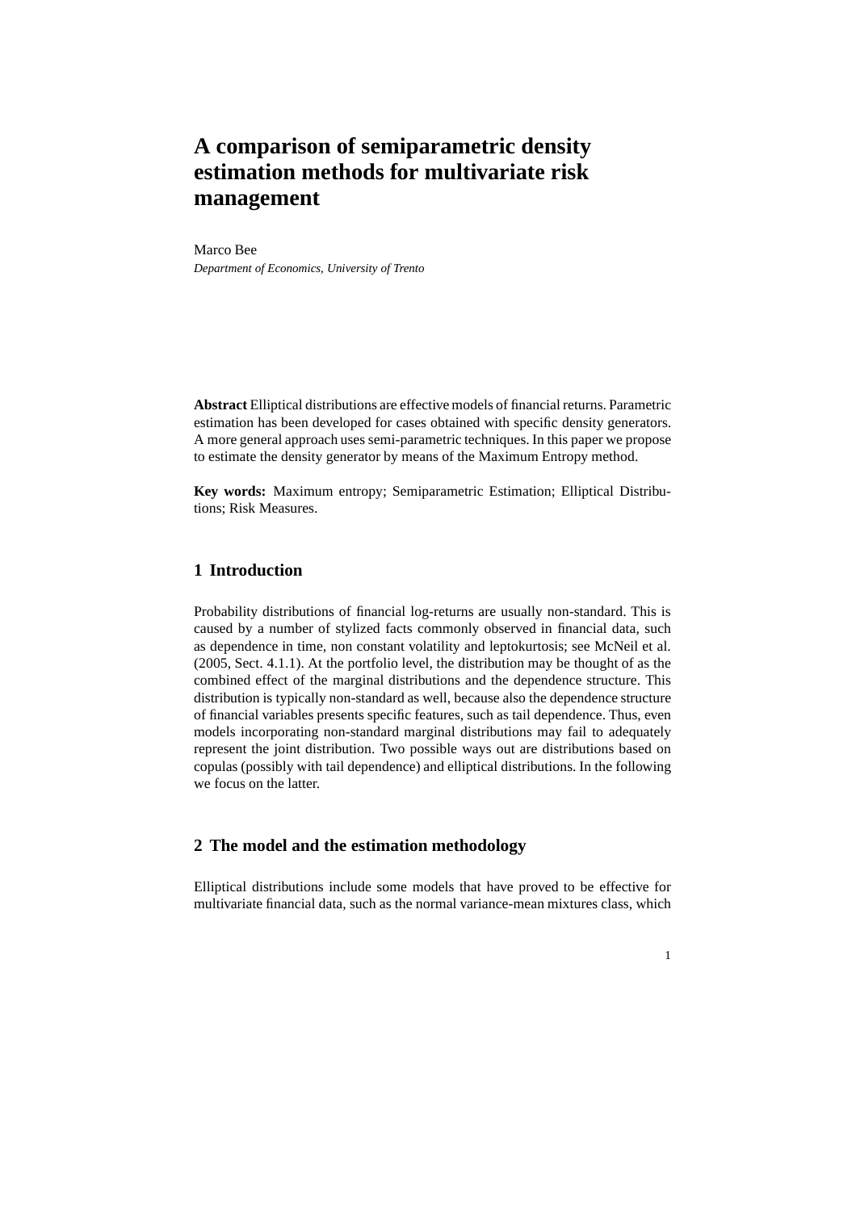# A comparison of semiparametric density estimation methods for multivariate risk management

Marco Bee

*Department of Economics, University of Trento*

**Abstract** Elliptical distributions are effective models of financial returns. Parametric estimation has been developed for cases obtained with specific density generators. A more general approach uses semi-parametric techniques. In this paper we propose to estimate the density generator by means of the Maximum Entropy method.

**Key words:** Maximum entropy; Semiparametric Estimation; Elliptical Distributions; Risk Measures.

## 1 Introduction

Probability distributions of financial log-returns are usually non-standard. This is caused by a number of stylized facts commonly observed in financial data, such as dependence in time, non constant volatility and leptokurtosis; see McNeil et al. (2005, Sect. 4.1.1). At the portfolio level, the distribution may be thought of as the combined effect of the marginal distributions and the dependence structure. This distribution is typically non-standard as well, because also the dependence structure of financial variables presents specific features, such as tail dependence. Thus, even models incorporating non-standard marginal distributions may fail to adequately represent the joint distribution. Two possible ways out are distributions based on copulas (possibly with tail dependence) and elliptical distributions. In the following we focus on the latter.

## 2 The model and the estimation methodology

Elliptical distributions include some models that have proved to be effective for multivariate financial data, such as the normal variance-mean mixtures class, which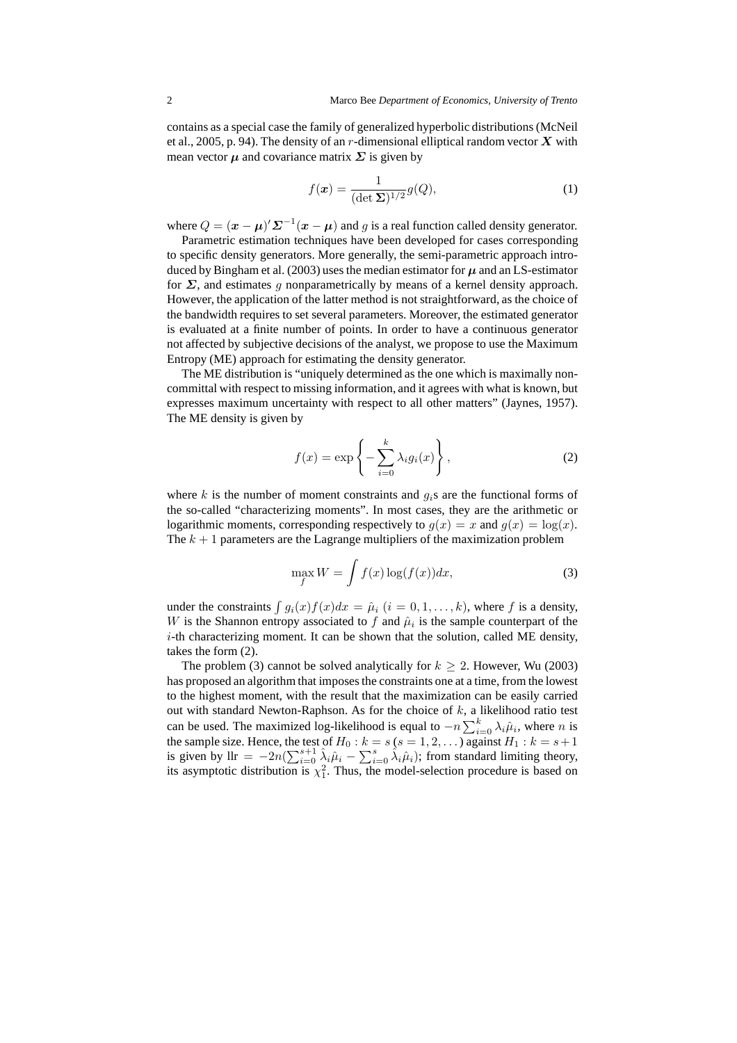contains as a special case the family of generalized hyperbolic distributions (McNeil et al., 2005, p. 94). The density of an $r$-dimensional elliptical random vector $\boldsymbol{X}$ with mean vector $\boldsymbol{\mu}$ and covariance matrix $\boldsymbol{\Sigma}$ is given by

$$f(\boldsymbol{x}) = \frac{1}{(\det \boldsymbol{\Sigma})^{1/2}} g(Q), \tag{1}$$

where $Q = (\boldsymbol{x} - \boldsymbol{\mu})' \boldsymbol{\Sigma}^{-1} (\boldsymbol{x} - \boldsymbol{\mu})$ and $g$ is a real function called density generator.

Parametric estimation techniques have been developed for cases corresponding to specific density generators. More generally, the semi-parametric approach introduced by Bingham et al. (2003) uses the median estimator for $\boldsymbol{\mu}$ and an LS-estimator for $\boldsymbol{\Sigma}$, and estimates $g$ nonparametrically by means of a kernel density approach. However, the application of the latter method is not straightforward, as the choice of the bandwidth requires to set several parameters. Moreover, the estimated generator is evaluated at a finite number of points. In order to have a continuous generator not affected by subjective decisions of the analyst, we propose to use the Maximum Entropy (ME) approach for estimating the density generator.

The ME distribution is "uniquely determined as the one which is maximally noncommittal with respect to missing information, and it agrees with what is known, but expresses maximum uncertainty with respect to all other matters" (Jaynes, 1957). The ME density is given by

$$f(x) = \exp\left\{ -\sum_{i=0}^{k} \lambda_i g_i(x) \right\}, \tag{2}$$

where $k$ is the number of moment constraints and $g_i$s are the functional forms of the so-called "characterizing moments". In most cases, they are the arithmetic or logarithmic moments, corresponding respectively to $g(x) = x$ and $g(x) = \log(x)$. The $k+1$ parameters are the Lagrange multipliers of the maximization problem

$$\max_f W = \int f(x) \log(f(x)) dx, \tag{3}$$

under the constraints $\int g_i(x) f(x) dx = \hat{\mu}_i$ $(i = 0, 1, \ldots, k)$, where $f$ is a density, $W$ is the Shannon entropy associated to $f$ and $\hat{\mu}_i$ is the sample counterpart of the $i$-th characterizing moment. It can be shown that the solution, called ME density, takes the form (2).

The problem (3) cannot be solved analytically for $k \geq 2$. However, Wu (2003) has proposed an algorithm that imposes the constraints one at a time, from the lowest to the highest moment, with the result that the maximization can be easily carried out with standard Newton-Raphson. As for the choice of $k$, a likelihood ratio test can be used. The maximized log-likelihood is equal to $-n \sum_{i=0}^{k} \lambda_i \hat{\mu}_i$, where $n$ is the sample size. Hence, the test of $H_0 : k = s$ $(s = 1, 2, \ldots)$ against $H_1 : k = s+1$ is given by $\text{llr} = -2n(\sum_{i=0}^{s+1} \hat{\lambda}_i \hat{\mu}_i - \sum_{i=0}^{s} \hat{\lambda}_i \hat{\mu}_i)$; from standard limiting theory, its asymptotic distribution is $\chi_1^2$. Thus, the model-selection procedure is based on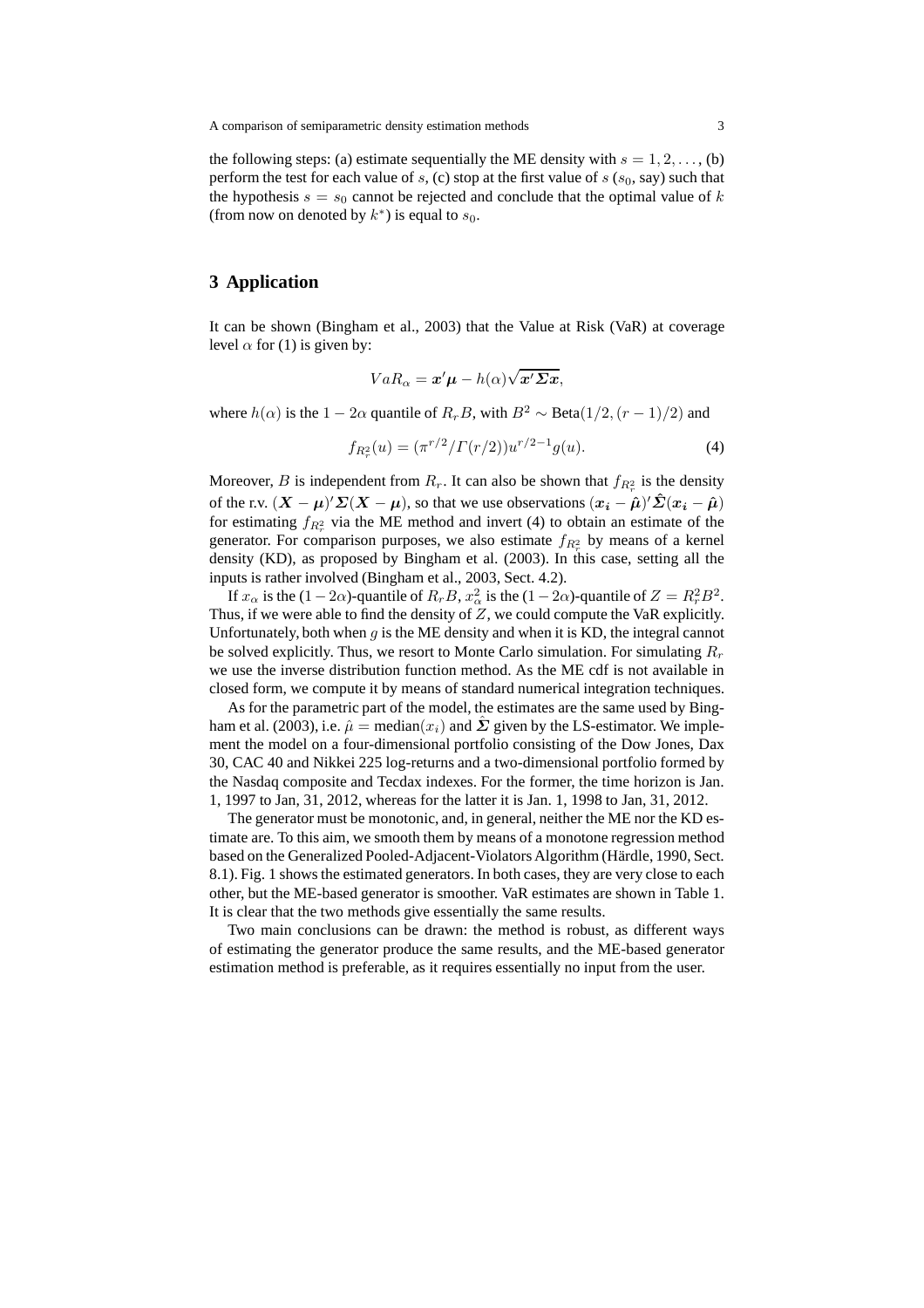the following steps: (a) estimate sequentially the ME density with $s = 1, 2, \ldots$, (b) perform the test for each value of $s$, (c) stop at the first value of $s$ ($s_0$, say) such that the hypothesis $s = s_0$ cannot be rejected and conclude that the optimal value of $k$ (from now on denoted by $k^*$) is equal to $s_0$.

## 3 Application

It can be shown (Bingham et al., 2003) that the Value at Risk (VaR) at coverage level $\alpha$ for (1) is given by:

$$VaR_\alpha = \boldsymbol{x}'\boldsymbol{\mu} - h(\alpha)\sqrt{\boldsymbol{x}'\boldsymbol{\Sigma}\boldsymbol{x}},$$

where $h(\alpha)$ is the $1 - 2\alpha$ quantile of $R_r B$, with $B^2 \sim \text{Beta}(1/2, (r-1)/2)$ and

$$f_{R_r^2}(u) = (\pi^{r/2}/\Gamma(r/2))u^{r/2-1}g(u). \tag{4}$$

Moreover, $B$ is independent from $R_r$. It can also be shown that $f_{R_r^2}$ is the density of the r.v. $(\boldsymbol{X} - \boldsymbol{\mu})'\boldsymbol{\Sigma}(\boldsymbol{X} - \boldsymbol{\mu})$, so that we use observations $(\boldsymbol{x_i} - \hat{\boldsymbol{\mu}})'\hat{\boldsymbol{\Sigma}}(\boldsymbol{x_i} - \hat{\boldsymbol{\mu}})$ for estimating $f_{R_r^2}$ via the ME method and invert (4) to obtain an estimate of the generator. For comparison purposes, we also estimate $f_{R_r^2}$ by means of a kernel density (KD), as proposed by Bingham et al. (2003). In this case, setting all the inputs is rather involved (Bingham et al., 2003, Sect. 4.2).

If $x_\alpha$ is the $(1-2\alpha)$-quantile of $R_r B$, $x_\alpha^2$ is the $(1-2\alpha)$-quantile of $Z = R_r^2 B^2$. Thus, if we were able to find the density of $Z$, we could compute the VaR explicitly. Unfortunately, both when $g$ is the ME density and when it is KD, the integral cannot be solved explicitly. Thus, we resort to Monte Carlo simulation. For simulating $R_r$ we use the inverse distribution function method. As the ME cdf is not available in closed form, we compute it by means of standard numerical integration techniques.

As for the parametric part of the model, the estimates are the same used by Bingham et al. (2003), i.e. $\hat{\mu} = \text{median}(x_i)$ and $\hat{\boldsymbol{\Sigma}}$ given by the LS-estimator. We implement the model on a four-dimensional portfolio consisting of the Dow Jones, Dax 30, CAC 40 and Nikkei 225 log-returns and a two-dimensional portfolio formed by the Nasdaq composite and Tecdax indexes. For the former, the time horizon is Jan. 1, 1997 to Jan, 31, 2012, whereas for the latter it is Jan. 1, 1998 to Jan, 31, 2012.

The generator must be monotonic, and, in general, neither the ME nor the KD estimate are. To this aim, we smooth them by means of a monotone regression method based on the Generalized Pooled-Adjacent-Violators Algorithm (Härdle, 1990, Sect. 8.1). Fig. 1 shows the estimated generators. In both cases, they are very close to each other, but the ME-based generator is smoother. VaR estimates are shown in Table 1. It is clear that the two methods give essentially the same results.

Two main conclusions can be drawn: the method is robust, as different ways of estimating the generator produce the same results, and the ME-based generator estimation method is preferable, as it requires essentially no input from the user.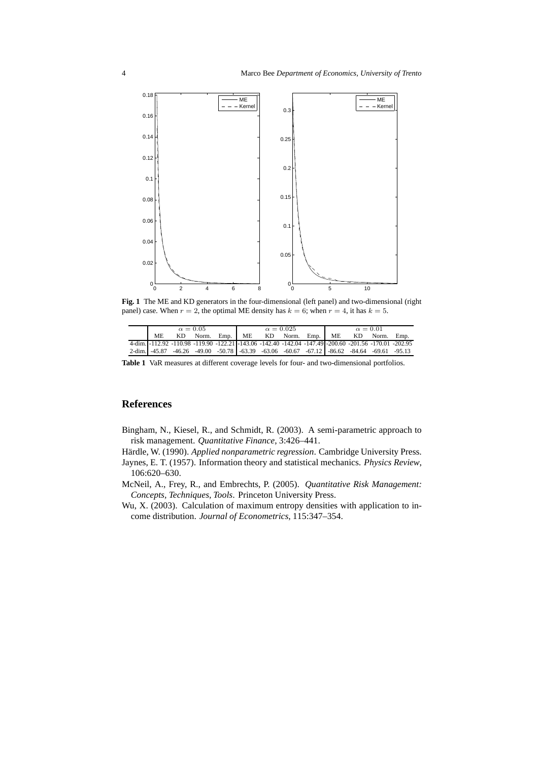0.18
0.16
0.14
0.12
0.1
0.08
0.06
0.04
0.02
0
0 2 4 6 8
ME
Kernel

0.3
0.25
0.2
0.15
0.1
0.05
0
0 5 10
ME
Kernel

**Fig. 1** The ME and KD generators in the four-dimensional (left panel) and two-dimensional (right panel) case. When $r = 2$, the optimal ME density has $k = 6$; when $r = 4$, it has $k = 5$.

| | $\alpha = 0.05$ | | | | $\alpha = 0.025$ | | | | $\alpha = 0.01$ | | | |
|---|---|---|---|---|---|---|---|---|---|---|---|---|
| | ME | KD | Norm. | Emp. | ME | KD | Norm. | Emp. | ME | KD | Norm. | Emp. |
| 4-dim. | -112.92 | -110.98 | -119.90 | -122.21 | -143.06 | -142.40 | -142.04 | -147.49 | -200.60 | -201.56 | -170.01 | -202.95 |
| 2-dim. | -45.87 | -46.26 | -49.00 | -50.78 | -63.39 | -63.06 | -60.67 | -67.12 | -86.62 | -84.64 | -69.61 | -95.13 |

**Table 1** VaR measures at different coverage levels for four- and two-dimensional portfolios.

## References

Bingham, N., Kiesel, R., and Schmidt, R. (2003). A semi-parametric approach to risk management. *Quantitative Finance*, 3:426–441.

Härdle, W. (1990). *Applied nonparametric regression*. Cambridge University Press.

Jaynes, E. T. (1957). Information theory and statistical mechanics. *Physics Review*, 106:620–630.

McNeil, A., Frey, R., and Embrechts, P. (2005). *Quantitative Risk Management: Concepts, Techniques, Tools*. Princeton University Press.

Wu, X. (2003). Calculation of maximum entropy densities with application to income distribution. *Journal of Econometrics*, 115:347–354.